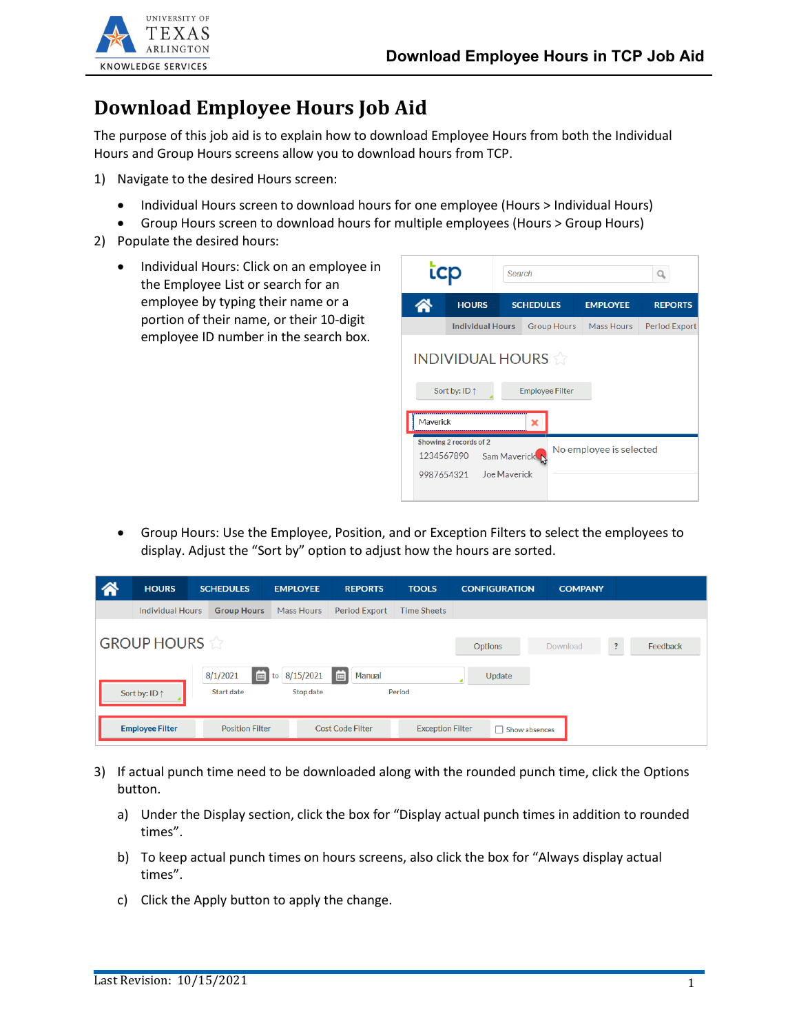# Download Employee Hours Job Aid

The purpose of this job aid is to explain how to download Employee Hours from both the Individual Hours and Group Hours screens allow you to download hours from TCP.

1) Navigate to the desired Hours screen:
   - Individual Hours screen to download hours for one employee (Hours > Individual Hours)
   - Group Hours screen to download hours for multiple employees (Hours > Group Hours)
2) Populate the desired hours:
   - Individual Hours: Click on an employee in the Employee List or search for an employee by typing their name or a portion of their name, or their 10-digit employee ID number in the search box.
   - Group Hours: Use the Employee, Position, and or Exception Filters to select the employees to display. Adjust the “Sort by” option to adjust how the hours are sorted.
3) If actual punch time need to be downloaded along with the rounded punch time, click the Options button.
   a) Under the Display section, click the box for “Display actual punch times in addition to rounded times”.
   b) To keep actual punch times on hours screens, also click the box for “Always display actual times”.
   c) Click the Apply button to apply the change.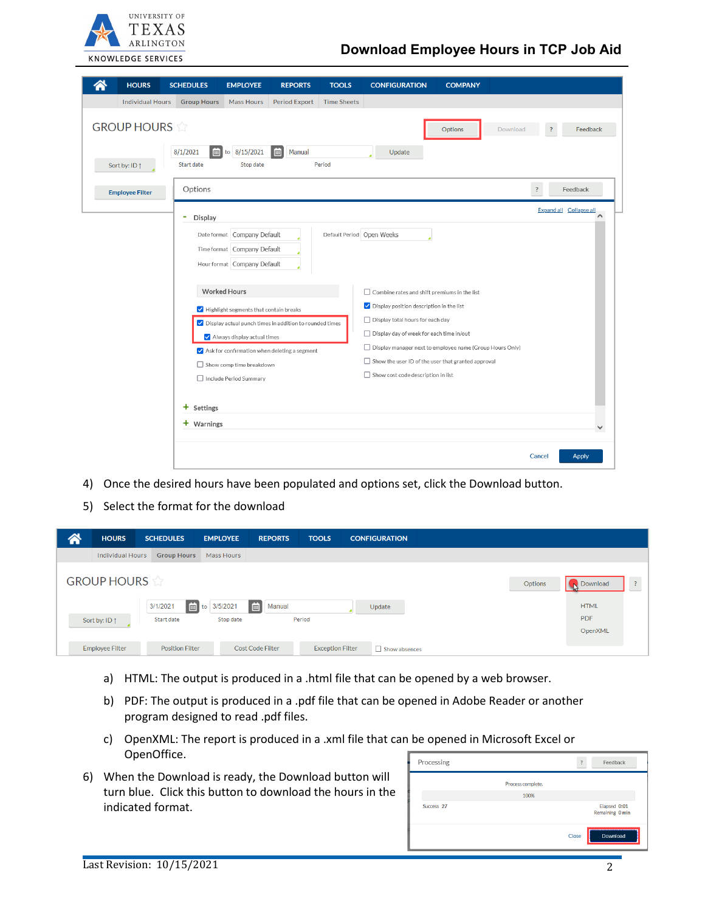4) Once the desired hours have been populated and options set, click the Download button.

5) Select the format for the download

   a) HTML: The output is produced in a .html file that can be opened by a web browser.

   b) PDF: The output is produced in a .pdf file that can be opened in Adobe Reader or another program designed to read .pdf files.

   c) OpenXML: The report is produced in a .xml file that can be opened in Microsoft Excel or OpenOffice.

6) When the Download is ready, the Download button will turn blue. Click this button to download the hours in the indicated format.

Last Revision: 10/15/2021